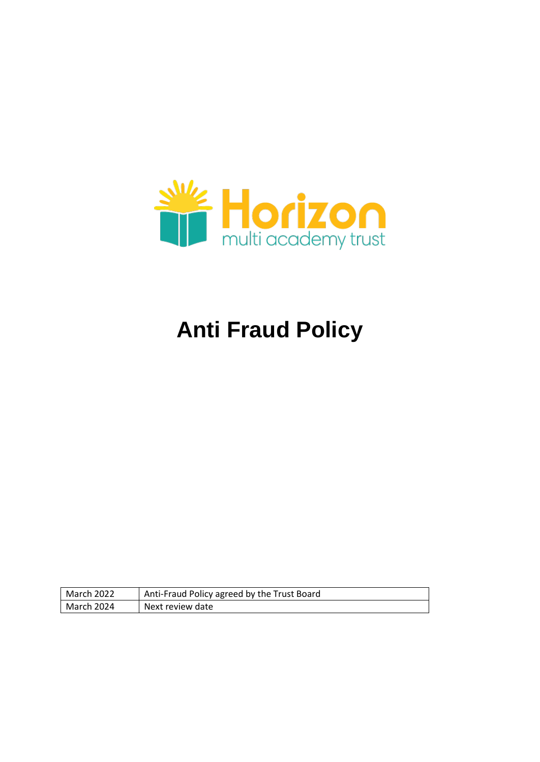Horizon multi academy trust

# Anti Fraud Policy

| | |
|---|---|
| March 2022 | Anti-Fraud Policy agreed by the Trust Board |
| March 2024 | Next review date |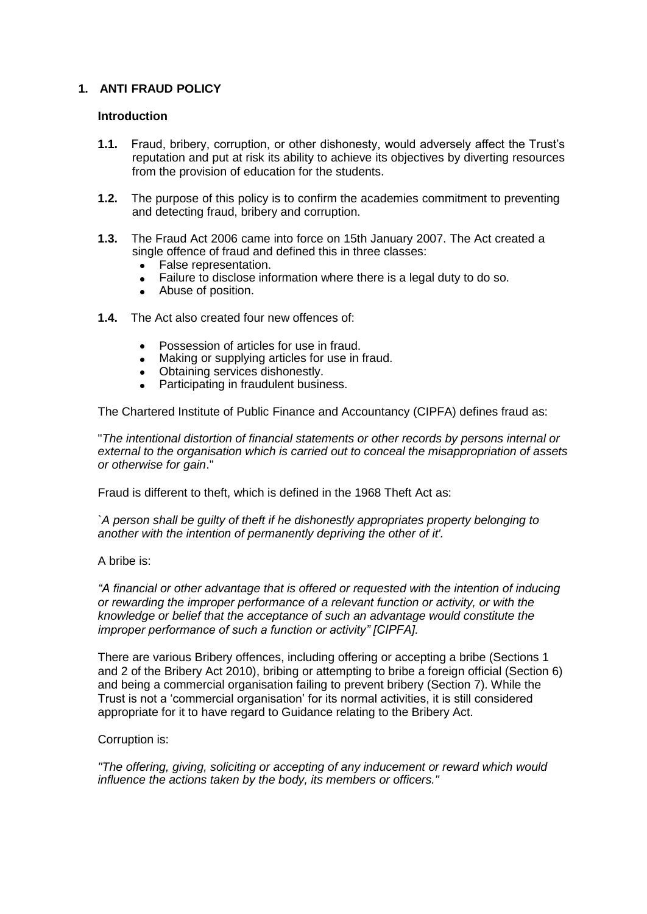## 1. ANTI FRAUD POLICY

### Introduction

**1.1.** Fraud, bribery, corruption, or other dishonesty, would adversely affect the Trust's reputation and put at risk its ability to achieve its objectives by diverting resources from the provision of education for the students.

**1.2.** The purpose of this policy is to confirm the academies commitment to preventing and detecting fraud, bribery and corruption.

**1.3.** The Fraud Act 2006 came into force on 15th January 2007. The Act created a single offence of fraud and defined this in three classes:

- False representation.
- Failure to disclose information where there is a legal duty to do so.
- Abuse of position.

**1.4.** The Act also created four new offences of:

- Possession of articles for use in fraud.
- Making or supplying articles for use in fraud.
- Obtaining services dishonestly.
- Participating in fraudulent business.

The Chartered Institute of Public Finance and Accountancy (CIPFA) defines fraud as:

"*The intentional distortion of financial statements or other records by persons internal or external to the organisation which is carried out to conceal the misappropriation of assets or otherwise for gain*."

Fraud is different to theft, which is defined in the 1968 Theft Act as:

*`A person shall be guilty of theft if he dishonestly appropriates property belonging to another with the intention of permanently depriving the other of it'.*

A bribe is:

*"A financial or other advantage that is offered or requested with the intention of inducing or rewarding the improper performance of a relevant function or activity, or with the knowledge or belief that the acceptance of such an advantage would constitute the improper performance of such a function or activity" [CIPFA].*

There are various Bribery offences, including offering or accepting a bribe (Sections 1 and 2 of the Bribery Act 2010), bribing or attempting to bribe a foreign official (Section 6) and being a commercial organisation failing to prevent bribery (Section 7). While the Trust is not a 'commercial organisation' for its normal activities, it is still considered appropriate for it to have regard to Guidance relating to the Bribery Act.

Corruption is:

*"The offering, giving, soliciting or accepting of any inducement or reward which would influence the actions taken by the body, its members or officers."*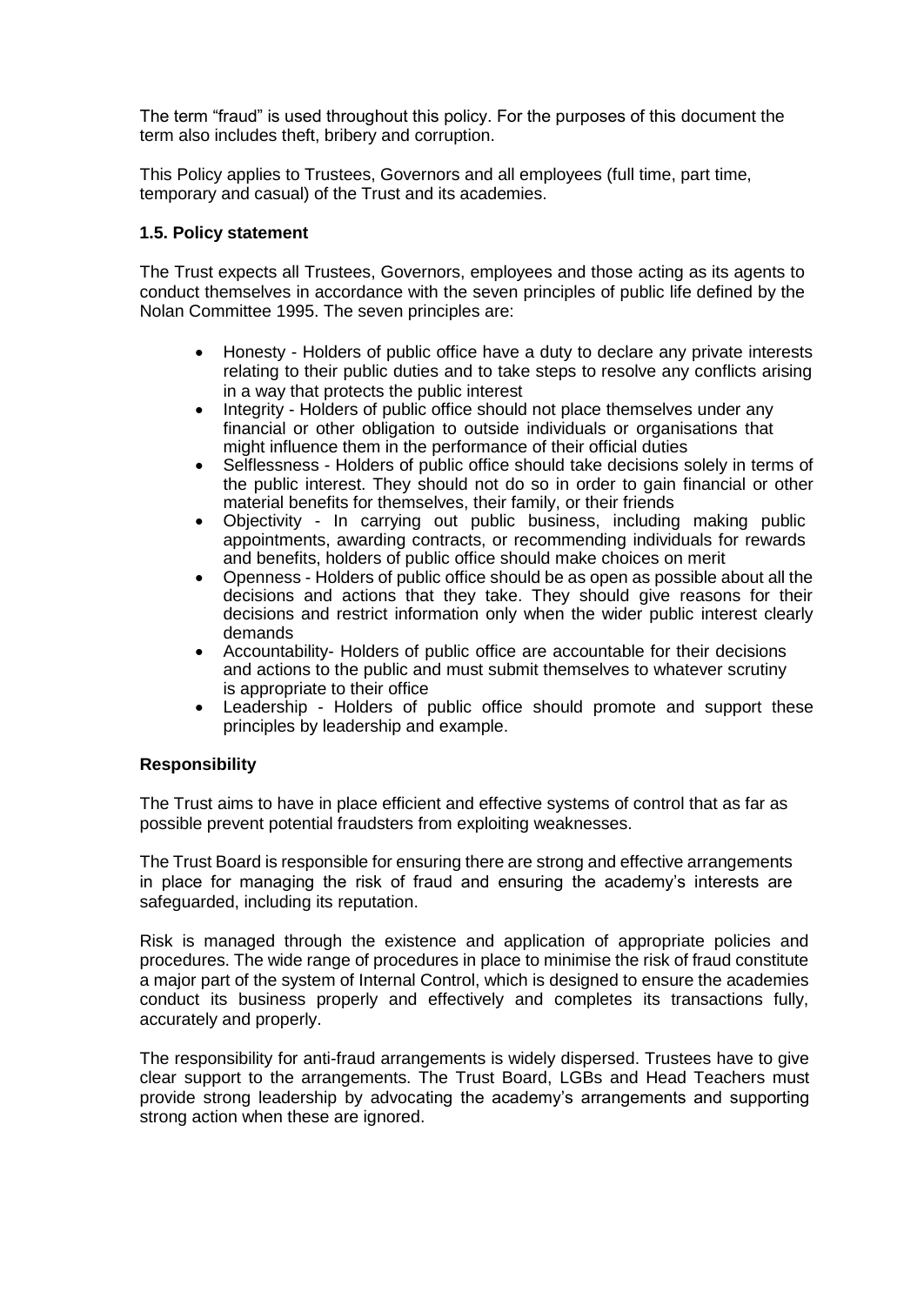The term "fraud" is used throughout this policy. For the purposes of this document the term also includes theft, bribery and corruption.

This Policy applies to Trustees, Governors and all employees (full time, part time, temporary and casual) of the Trust and its academies.

### 1.5. Policy statement

The Trust expects all Trustees, Governors, employees and those acting as its agents to conduct themselves in accordance with the seven principles of public life defined by the Nolan Committee 1995. The seven principles are:

- Honesty - Holders of public office have a duty to declare any private interests relating to their public duties and to take steps to resolve any conflicts arising in a way that protects the public interest
- Integrity - Holders of public office should not place themselves under any financial or other obligation to outside individuals or organisations that might influence them in the performance of their official duties
- Selflessness - Holders of public office should take decisions solely in terms of the public interest. They should not do so in order to gain financial or other material benefits for themselves, their family, or their friends
- Objectivity - In carrying out public business, including making public appointments, awarding contracts, or recommending individuals for rewards and benefits, holders of public office should make choices on merit
- Openness - Holders of public office should be as open as possible about all the decisions and actions that they take. They should give reasons for their decisions and restrict information only when the wider public interest clearly demands
- Accountability- Holders of public office are accountable for their decisions and actions to the public and must submit themselves to whatever scrutiny is appropriate to their office
- Leadership - Holders of public office should promote and support these principles by leadership and example.

### Responsibility

The Trust aims to have in place efficient and effective systems of control that as far as possible prevent potential fraudsters from exploiting weaknesses.

The Trust Board is responsible for ensuring there are strong and effective arrangements in place for managing the risk of fraud and ensuring the academy's interests are safeguarded, including its reputation.

Risk is managed through the existence and application of appropriate policies and procedures. The wide range of procedures in place to minimise the risk of fraud constitute a major part of the system of Internal Control, which is designed to ensure the academies conduct its business properly and effectively and completes its transactions fully, accurately and properly.

The responsibility for anti-fraud arrangements is widely dispersed. Trustees have to give clear support to the arrangements. The Trust Board, LGBs and Head Teachers must provide strong leadership by advocating the academy's arrangements and supporting strong action when these are ignored.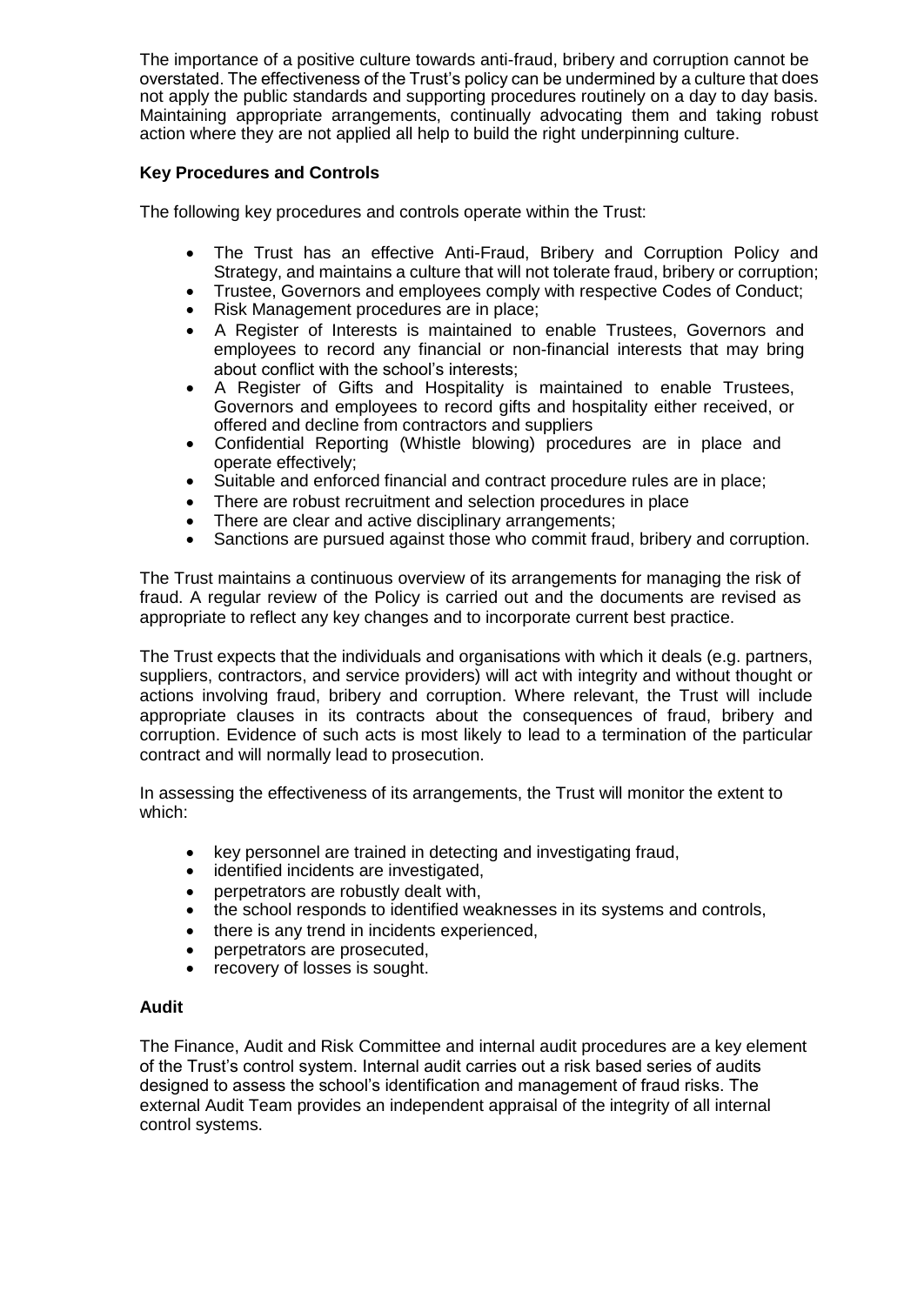The importance of a positive culture towards anti-fraud, bribery and corruption cannot be overstated. The effectiveness of the Trust's policy can be undermined by a culture that does not apply the public standards and supporting procedures routinely on a day to day basis. Maintaining appropriate arrangements, continually advocating them and taking robust action where they are not applied all help to build the right underpinning culture.

**Key Procedures and Controls**

The following key procedures and controls operate within the Trust:

- The Trust has an effective Anti-Fraud, Bribery and Corruption Policy and Strategy, and maintains a culture that will not tolerate fraud, bribery or corruption;
- Trustee, Governors and employees comply with respective Codes of Conduct;
- Risk Management procedures are in place;
- A Register of Interests is maintained to enable Trustees, Governors and employees to record any financial or non-financial interests that may bring about conflict with the school's interests;
- A Register of Gifts and Hospitality is maintained to enable Trustees, Governors and employees to record gifts and hospitality either received, or offered and decline from contractors and suppliers
- Confidential Reporting (Whistle blowing) procedures are in place and operate effectively;
- Suitable and enforced financial and contract procedure rules are in place;
- There are robust recruitment and selection procedures in place
- There are clear and active disciplinary arrangements;
- Sanctions are pursued against those who commit fraud, bribery and corruption.

The Trust maintains a continuous overview of its arrangements for managing the risk of fraud. A regular review of the Policy is carried out and the documents are revised as appropriate to reflect any key changes and to incorporate current best practice.

The Trust expects that the individuals and organisations with which it deals (e.g. partners, suppliers, contractors, and service providers) will act with integrity and without thought or actions involving fraud, bribery and corruption. Where relevant, the Trust will include appropriate clauses in its contracts about the consequences of fraud, bribery and corruption. Evidence of such acts is most likely to lead to a termination of the particular contract and will normally lead to prosecution.

In assessing the effectiveness of its arrangements, the Trust will monitor the extent to which:

- key personnel are trained in detecting and investigating fraud,
- identified incidents are investigated,
- perpetrators are robustly dealt with,
- the school responds to identified weaknesses in its systems and controls,
- there is any trend in incidents experienced,
- perpetrators are prosecuted,
- recovery of losses is sought.

**Audit**

The Finance, Audit and Risk Committee and internal audit procedures are a key element of the Trust's control system. Internal audit carries out a risk based series of audits designed to assess the school's identification and management of fraud risks. The external Audit Team provides an independent appraisal of the integrity of all internal control systems.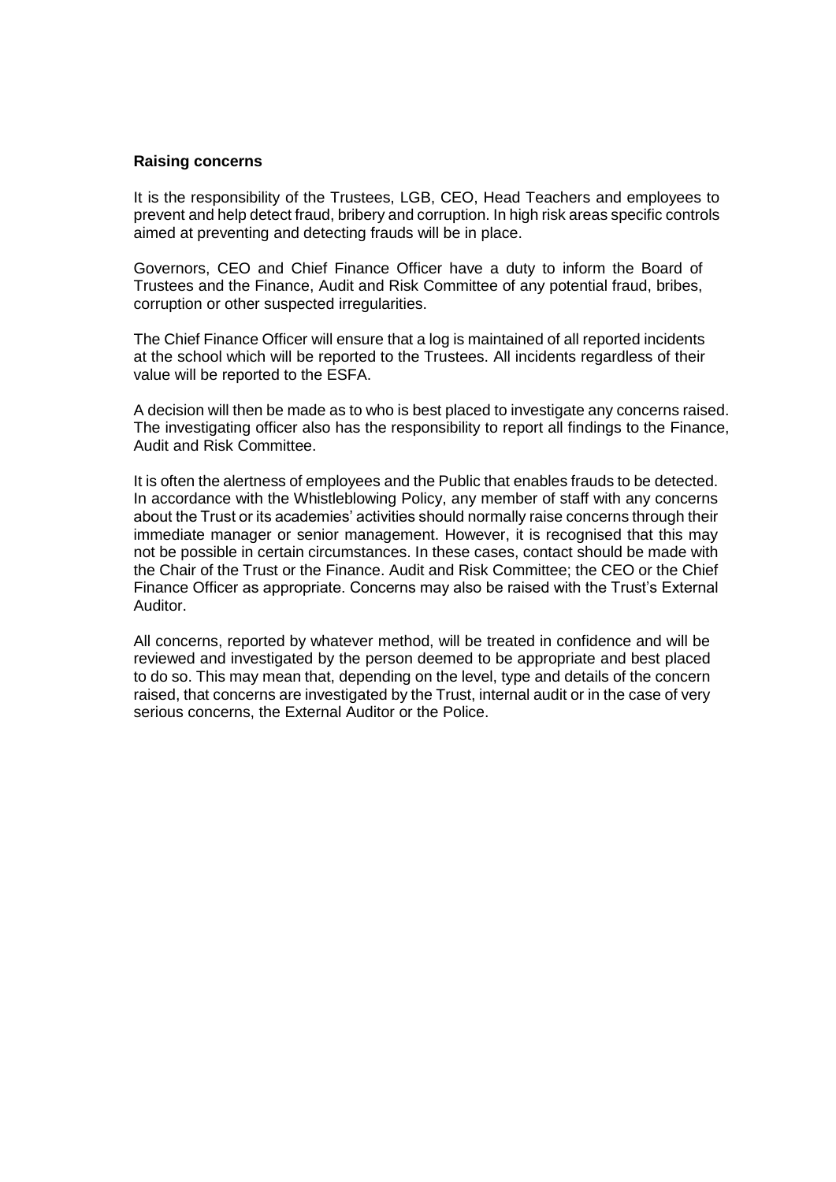**Raising concerns**

It is the responsibility of the Trustees, LGB, CEO, Head Teachers and employees to prevent and help detect fraud, bribery and corruption. In high risk areas specific controls aimed at preventing and detecting frauds will be in place.

Governors, CEO and Chief Finance Officer have a duty to inform the Board of Trustees and the Finance, Audit and Risk Committee of any potential fraud, bribes, corruption or other suspected irregularities.

The Chief Finance Officer will ensure that a log is maintained of all reported incidents at the school which will be reported to the Trustees. All incidents regardless of their value will be reported to the ESFA.

A decision will then be made as to who is best placed to investigate any concerns raised. The investigating officer also has the responsibility to report all findings to the Finance, Audit and Risk Committee.

It is often the alertness of employees and the Public that enables frauds to be detected. In accordance with the Whistleblowing Policy, any member of staff with any concerns about the Trust or its academies' activities should normally raise concerns through their immediate manager or senior management. However, it is recognised that this may not be possible in certain circumstances. In these cases, contact should be made with the Chair of the Trust or the Finance. Audit and Risk Committee; the CEO or the Chief Finance Officer as appropriate. Concerns may also be raised with the Trust's External Auditor.

All concerns, reported by whatever method, will be treated in confidence and will be reviewed and investigated by the person deemed to be appropriate and best placed to do so. This may mean that, depending on the level, type and details of the concern raised, that concerns are investigated by the Trust, internal audit or in the case of very serious concerns, the External Auditor or the Police.